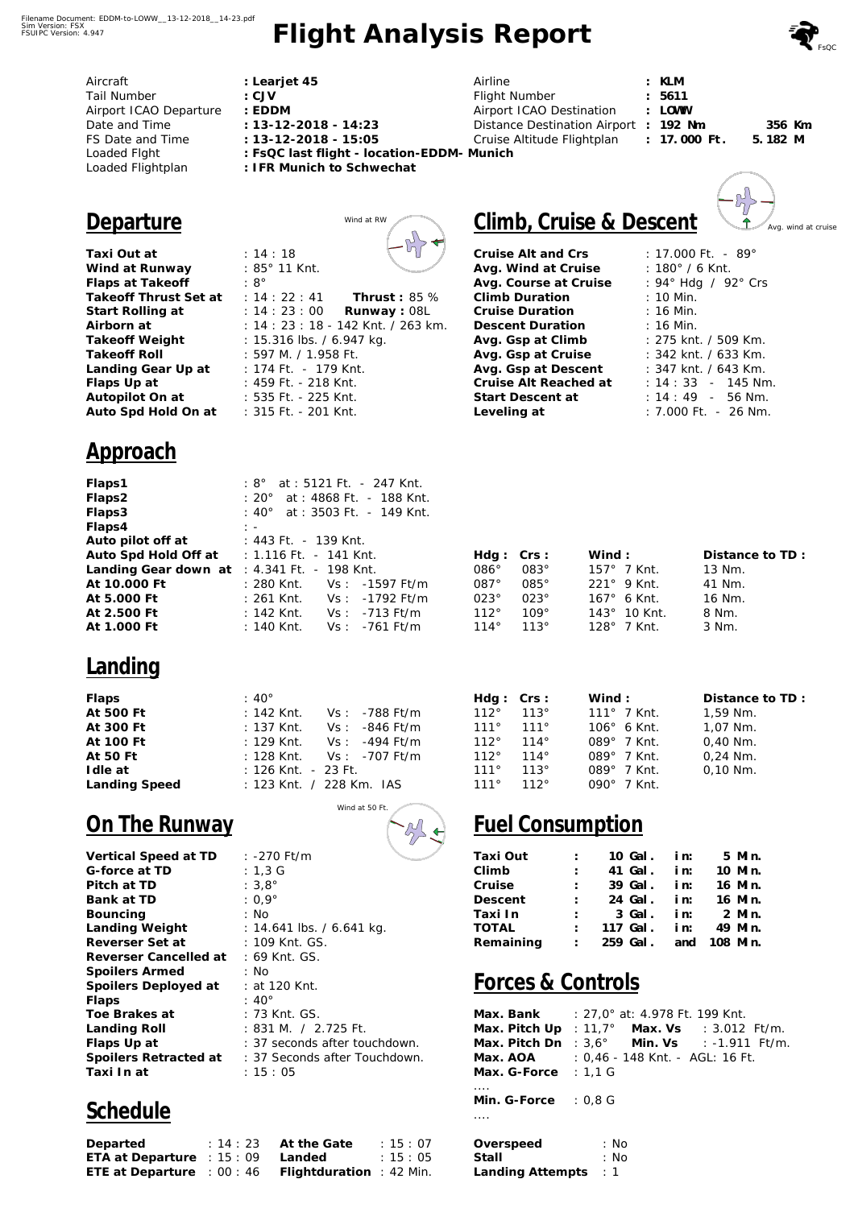Filename Document: EDDM-to-LOWW__13-12-2018__14-23.pdf
Sim Version: FSX
FSUIPC Version: 4.947

# Flight Analysis Report

FsQC

| | | | |
|---|---|---|---|
| Aircraft | : **Learjet 45** | Airline | : **KLM** |
| Tail Number | : **CJV** | Flight Number | : **5611** |
| Airport ICAO Departure | : **EDDM** | Airport ICAO Destination | : **LOWW** |
| Date and Time | : **13-12-2018 - 14:23** | Distance Destination Airport | : **192 Nm** **356 Km** |
| FS Date and Time | : **13-12-2018 - 15:05** | Cruise Altitude Flightplan | : **17.000 Ft.** **5.182 M** |
| Loaded Flght | : **FsQC last flight - location-EDDM- Munich** | | |
| Loaded Flightplan | : **IFR Munich to Schwechat** | | |

## Departure

Wind at RW

| | |
|---|---|
| **Taxi Out at** | : 14 : 18 |
| **Wind at Runway** | : 85° 11 Knt. |
| **Flaps at Takeoff** | : 8° |
| **Takeoff Thrust Set at** | : 14 : 22 : 41 **Thrust :** 85 % |
| **Start Rolling at** | : 14 : 23 : 00 **Runway :** 08L |
| **Airborn at** | : 14 : 23 : 18 - 142 Knt. / 263 km. |
| **Takeoff Weight** | : 15.316 lbs. / 6.947 kg. |
| **Takeoff Roll** | : 597 M. / 1.958 Ft. |
| **Landing Gear Up at** | : 174 Ft. - 179 Knt. |
| **Flaps Up at** | : 459 Ft. - 218 Knt. |
| **Autopilot On at** | : 535 Ft. - 225 Knt. |
| **Auto Spd Hold On at** | : 315 Ft. - 201 Knt. |

## Climb, Cruise & Descent

Avg. wind at cruise

| | |
|---|---|
| **Cruise Alt and Crs** | : 17.000 Ft. - 89° |
| **Avg. Wind at Cruise** | : 180° / 6 Knt. |
| **Avg. Course at Cruise** | : 94° Hdg / 92° Crs |
| **Climb Duration** | : 10 Min. |
| **Cruise Duration** | : 16 Min. |
| **Descent Duration** | : 16 Min. |
| **Avg. Gsp at Climb** | : 275 knt. / 509 Km. |
| **Avg. Gsp at Cruise** | : 342 knt. / 633 Km. |
| **Avg. Gsp at Descent** | : 347 knt. / 643 Km. |
| **Cruise Alt Reached at** | : 14 : 33 - 145 Nm. |
| **Start Descent at** | : 14 : 49 - 56 Nm. |
| **Leveling at** | : 7.000 Ft. - 26 Nm. |

## Approach

| | | | | | |
|---|---|---|---|---|---|
| **Flaps1** | : 8° at : 5121 Ft. - 247 Knt. | | | | |
| **Flaps2** | : 20° at : 4868 Ft. - 188 Knt. | | | | |
| **Flaps3** | : 40° at : 3503 Ft. - 149 Knt. | | | | |
| **Flaps4** | : - | | | | |
| **Auto pilot off at** | : 443 Ft. - 139 Knt. | | | | |
| **Auto Spd Hold Off at** | : 1.116 Ft. - 141 Knt. | **Hdg :** | **Crs :** | **Wind :** | **Distance to TD :** |
| **Landing Gear down at** | : 4.341 Ft. - 198 Knt. | 086° | 083° | 157° 7 Knt. | 13 Nm. |
| **At 10.000 Ft** | : 280 Knt. Vs : -1597 Ft/m | 087° | 085° | 221° 9 Knt. | 41 Nm. |
| **At 5.000 Ft** | : 261 Knt. Vs : -1792 Ft/m | 023° | 023° | 167° 6 Knt. | 16 Nm. |
| **At 2.500 Ft** | : 142 Knt. Vs : -713 Ft/m | 112° | 109° | 143° 10 Knt. | 8 Nm. |
| **At 1.000 Ft** | : 140 Knt. Vs : -761 Ft/m | 114° | 113° | 128° 7 Knt. | 3 Nm. |

## Landing

| | | **Hdg :** | **Crs :** | **Wind :** | **Distance to TD :** |
|---|---|---|---|---|---|
| **Flaps** | : 40° | | | | |
| **At 500 Ft** | : 142 Knt. Vs : -788 Ft/m | 112° | 113° | 111° 7 Knt. | 1,59 Nm. |
| **At 300 Ft** | : 137 Knt. Vs : -846 Ft/m | 111° | 111° | 106° 6 Knt. | 1,07 Nm. |
| **At 100 Ft** | : 129 Knt. Vs : -494 Ft/m | 112° | 114° | 089° 7 Knt. | 0,40 Nm. |
| **At 50 Ft** | : 128 Knt. Vs : -707 Ft/m | 112° | 114° | 089° 7 Knt. | 0,24 Nm. |
| **Idle at** | : 126 Knt. - 23 Ft. | 111° | 113° | 089° 7 Knt. | 0,10 Nm. |
| **Landing Speed** | : 123 Knt. / 228 Km. IAS | 111° | 112° | 090° 7 Knt. | |

## On The Runway

Wind at 50 Ft.

| | |
|---|---|
| **Vertical Speed at TD** | : -270 Ft/m |
| **G-force at TD** | : 1,3 G |
| **Pitch at TD** | : 3,8° |
| **Bank at TD** | : 0,9° |
| **Bouncing** | : No |
| **Landing Weight** | : 14.641 lbs. / 6.641 kg. |
| **Reverser Set at** | : 109 Knt. GS. |
| **Reverser Cancelled at** | : 69 Knt. GS. |
| **Spoilers Armed** | : No |
| **Spoilers Deployed at** | : at 120 Knt. |
| **Flaps** | : 40° |
| **Toe Brakes at** | : 73 Knt. GS. |
| **Landing Roll** | : 831 M. / 2.725 Ft. |
| **Flaps Up at** | : 37 seconds after touchdown. |
| **Spoilers Retracted at** | : 37 Seconds after Touchdown. |
| **Taxi In at** | : 15 : 05 |

## Fuel Consumption

| | | | | |
|---|---|---|---|---|
| **Taxi Out** | : | **10 Gal.** | **in:** | **5 Min.** |
| **Climb** | : | **41 Gal.** | **in:** | **10 Min.** |
| **Cruise** | : | **39 Gal.** | **in:** | **16 Min.** |
| **Descent** | : | **24 Gal.** | **in:** | **16 Min.** |
| **Taxi In** | : | **3 Gal.** | **in:** | **2 Min.** |
| **TOTAL** | : | **117 Gal.** | **in:** | **49 Min.** |
| **Remaining** | : | **259 Gal.** | **and** | **108 Min.** |

## Forces & Controls

| | |
|---|---|
| **Max. Bank** | : 27,0° at: 4.978 Ft. 199 Knt. |
| **Max. Pitch Up** | : 11,7° **Max. Vs** : 3.012 Ft/m. |
| **Max. Pitch Dn** | : 3,6° **Min. Vs** : -1.911 Ft/m. |
| **Max. AOA** | : 0,46 - 148 Knt. - AGL: 16 Ft. |
| **Max. G-Force** | : 1,1 G |

....

| | |
|---|---|
| **Min. G-Force** | : 0,8 G |

....

## Schedule

| | | | |
|---|---|---|---|
| **Departed** | : 14 : 23 | **At the Gate** | : 15 : 07 |
| **ETA at Departure** | : 15 : 09 | **Landed** | : 15 : 05 |
| **ETE at Departure** | : 00 : 46 | **Flightduration** | : 42 Min. |

| | |
|---|---|
| **Overspeed** | : No |
| **Stall** | : No |
| **Landing Attempts** | : 1 |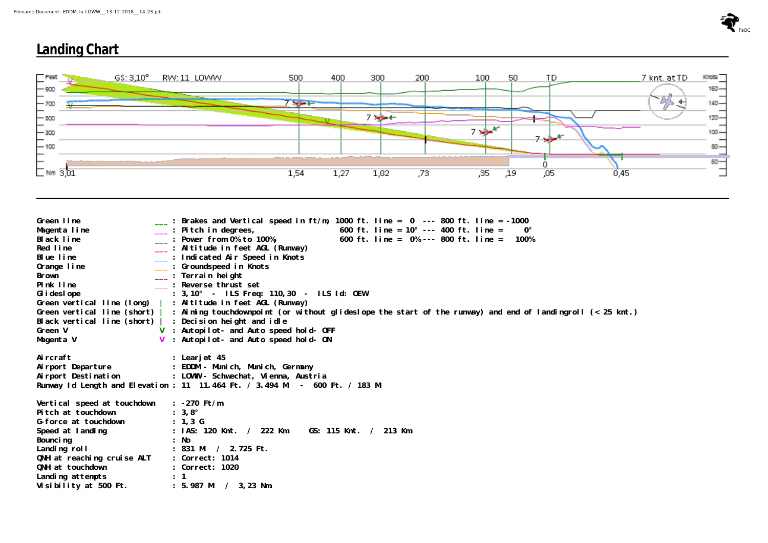## Landing Chart

Feet GS: 3,10° RW: 11 LOWW 500 400 300 200 100 50 TD 7 knt. at TD Knots

900 700 500 300 100

160 140 120 100 80 60

7 7 7 7

0

Nm 3,01 1,54 1,27 1,02 ,73 ,35 ,19 ,05 0,45

| | | |
|---|---|---|
| **Green line** | ___ | : Brakes and Vertical speed in ft/m, 1000 ft. line = 0 --- 800 ft. line = -1000 |
| **Magenta line** | ___ | : Pitch in degrees, 600 ft. line = 10° --- 400 ft. line = 0° |
| **Black line** | ___ | : Power from 0% to 100%, 600 ft. line = 0% --- 800 ft. line = 100% |
| **Red line** | ___ | : Altitude in feet AGL (Runway) |
| **Blue line** | ___ | : Indicated Air Speed in Knots |
| **Orange line** | ___ | : Groundspeed in Knots |
| **Brown** | ___ | : Terrain height |
| **Pink line** | ___ | : Reverse thrust set |
| **Glideslope** | | : 3,10° - ILS Freq: 110,30 - ILS Id: OEW |
| **Green vertical line (long)** | \| | : Altitude in feet AGL (Runway) |
| **Green vertical line (short)** | \| | : Aiming touchdownpoint (or without glideslope the start of the runway) and end of landingroll (< 25 knt.) |
| **Black vertical line (short)** | \| | : Decision height and idle |
| **Green V** | V | : Autopilot- and Auto speed hold- OFF |
| **Magenta V** | V | : Autopilot- and Auto speed hold- ON |

| | |
|---|---|
| **Aircraft** | : Learjet 45 |
| **Airport Departure** | : EDDM - Munich, Munich, Germany |
| **Airport Destination** | : LOWW - Schwechat, Vienna, Austria |
| **Runway Id Length and Elevation** | : 11 11.464 Ft. / 3.494 M - 600 Ft. / 183 M |

| | |
|---|---|
| **Vertical speed at touchdown** | : -270 Ft/m |
| **Pitch at touchdown** | : 3,8° |
| **G-force at touchdown** | : 1,3 G |
| **Speed at landing** | : IAS: 120 Knt. / 222 Km GS: 115 Knt. / 213 Km |
| **Bouncing** | : No |
| **Landing roll** | : 831 M / 2.725 Ft. |
| **QNH at reaching cruise ALT** | : Correct: 1014 |
| **QNH at touchdown** | : Correct: 1020 |
| **Landing attempts** | : 1 |
| **Visibility at 500 Ft.** | : 5.987 M / 3,23 Nm |